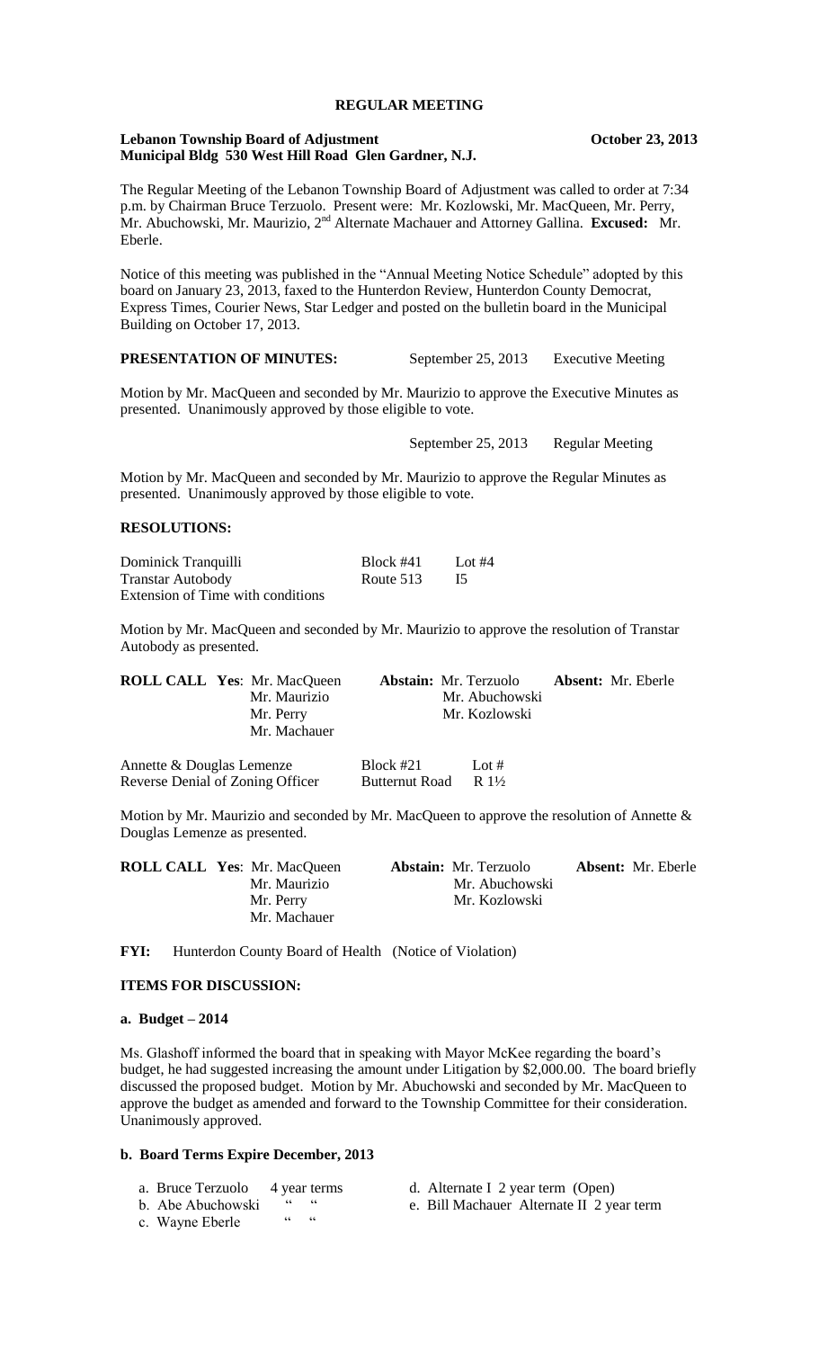# REGULAR MEETING

**Lebanon Township Board of Adjustment** **October 23, 2013**
**Municipal Bldg 530 West Hill Road Glen Gardner, N.J.**

The Regular Meeting of the Lebanon Township Board of Adjustment was called to order at 7:34 p.m. by Chairman Bruce Terzuolo. Present were: Mr. Kozlowski, Mr. MacQueen, Mr. Perry, Mr. Abuchowski, Mr. Maurizio, 2nd Alternate Machauer and Attorney Gallina. **Excused:** Mr. Eberle.

Notice of this meeting was published in the "Annual Meeting Notice Schedule" adopted by this board on January 23, 2013, faxed to the Hunterdon Review, Hunterdon County Democrat, Express Times, Courier News, Star Ledger and posted on the bulletin board in the Municipal Building on October 17, 2013.

**PRESENTATION OF MINUTES:** September 25, 2013 Executive Meeting

Motion by Mr. MacQueen and seconded by Mr. Maurizio to approve the Executive Minutes as presented. Unanimously approved by those eligible to vote.

September 25, 2013 Regular Meeting

Motion by Mr. MacQueen and seconded by Mr. Maurizio to approve the Regular Minutes as presented. Unanimously approved by those eligible to vote.

**RESOLUTIONS:**

| | | |
|---|---|---|
| Dominick Tranquilli | Block #41 | Lot #4 |
| Transtar Autobody | Route 513 | I5 |
| Extension of Time with conditions | | |

Motion by Mr. MacQueen and seconded by Mr. Maurizio to approve the resolution of Transtar Autobody as presented.

| | | |
|---|---|---|
| **ROLL CALL Yes**: Mr. MacQueen | **Abstain:** Mr. Terzuolo | **Absent:** Mr. Eberle |
| Mr. Maurizio | Mr. Abuchowski | |
| Mr. Perry | Mr. Kozlowski | |
| Mr. Machauer | | |

| | | |
|---|---|---|
| Annette & Douglas Lemenze | Block #21 | Lot # |
| Reverse Denial of Zoning Officer | Butternut Road | R 1½ |

Motion by Mr. Maurizio and seconded by Mr. MacQueen to approve the resolution of Annette & Douglas Lemenze as presented.

| | | |
|---|---|---|
| **ROLL CALL Yes**: Mr. MacQueen | **Abstain:** Mr. Terzuolo | **Absent:** Mr. Eberle |
| Mr. Maurizio | Mr. Abuchowski | |
| Mr. Perry | Mr. Kozlowski | |
| Mr. Machauer | | |

**FYI:** Hunterdon County Board of Health (Notice of Violation)

**ITEMS FOR DISCUSSION:**

**a. Budget – 2014**

Ms. Glashoff informed the board that in speaking with Mayor McKee regarding the board's budget, he had suggested increasing the amount under Litigation by $2,000.00. The board briefly discussed the proposed budget. Motion by Mr. Abuchowski and seconded by Mr. MacQueen to approve the budget as amended and forward to the Township Committee for their consideration. Unanimously approved.

**b. Board Terms Expire December, 2013**

a. Bruce Terzuolo 4 year terms
b. Abe Abuchowski " "
c. Wayne Eberle " "
d. Alternate I 2 year term (Open)
e. Bill Machauer Alternate II 2 year term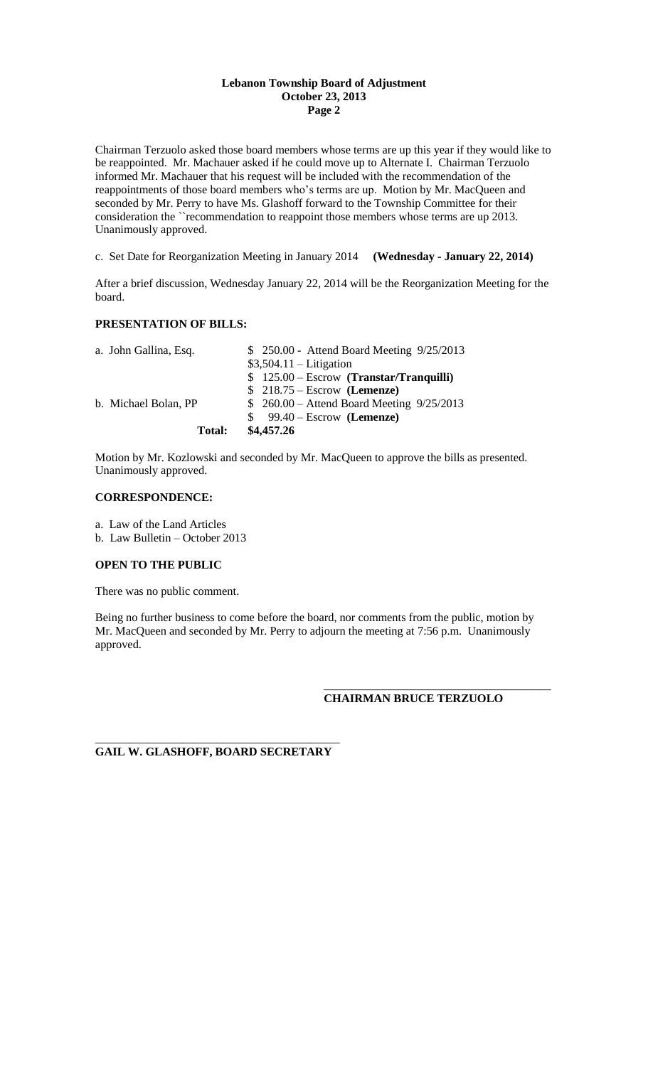Chairman Terzuolo asked those board members whose terms are up this year if they would like to be reappointed. Mr. Machauer asked if he could move up to Alternate I. Chairman Terzuolo informed Mr. Machauer that his request will be included with the recommendation of the reappointments of those board members who's terms are up. Motion by Mr. MacQueen and seconded by Mr. Perry to have Ms. Glashoff forward to the Township Committee for their consideration the ``recommendation to reappoint those members whose terms are up 2013. Unanimously approved.

c. Set Date for Reorganization Meeting in January 2014 **(Wednesday - January 22, 2014)**

After a brief discussion, Wednesday January 22, 2014 will be the Reorganization Meeting for the board.

**PRESENTATION OF BILLS:**

| | |
|---|---|
| a. John Gallina, Esq. | $ 250.00 - Attend Board Meeting 9/25/2013 |
| | $3,504.11 – Litigation |
| | $ 125.00 – Escrow **(Transtar/Tranquilli)** |
| | $ 218.75 – Escrow **(Lemenze)** |
| b. Michael Bolan, PP | $ 260.00 – Attend Board Meeting 9/25/2013 |
| | $ 99.40 – Escrow **(Lemenze)** |
| **Total:** | **$4,457.26** |

Motion by Mr. Kozlowski and seconded by Mr. MacQueen to approve the bills as presented. Unanimously approved.

**CORRESPONDENCE:**

a. Law of the Land Articles
b. Law Bulletin – October 2013

**OPEN TO THE PUBLIC**

There was no public comment.

Being no further business to come before the board, nor comments from the public, motion by Mr. MacQueen and seconded by Mr. Perry to adjourn the meeting at 7:56 p.m. Unanimously approved.

\_\_\_\_\_\_\_\_\_\_\_\_\_\_\_\_\_\_\_\_\_\_\_\_\_\_\_\_\_\_\_\_\_\_\_\_\_\_\_\_

**CHAIRMAN BRUCE TERZUOLO**

\_\_\_\_\_\_\_\_\_\_\_\_\_\_\_\_\_\_\_\_\_\_\_\_\_\_\_\_\_\_\_\_\_\_\_\_\_\_\_\_

**GAIL W. GLASHOFF, BOARD SECRETARY**